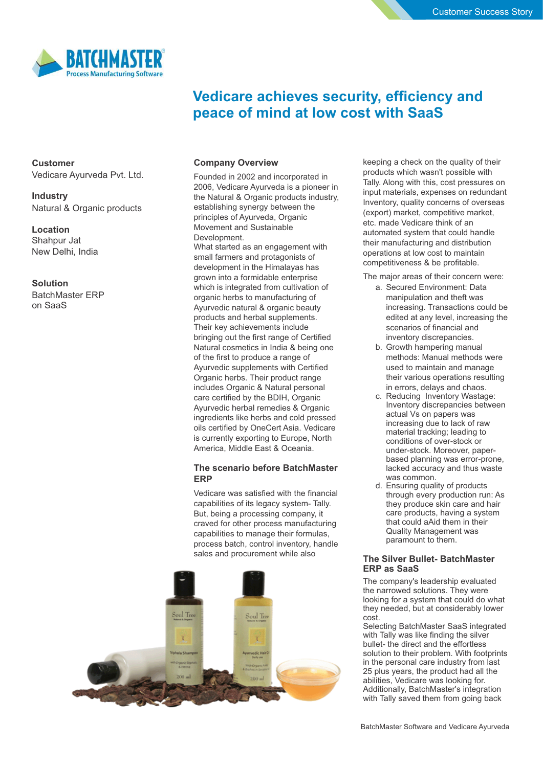Customer Success Story

BATCHMASTER® Process Manufacturing Software

# Vedicare achieves security, efficiency and peace of mind at low cost with SaaS

**Customer**
Vedicare Ayurveda Pvt. Ltd.

**Industry**
Natural & Organic products

**Location**
Shahpur Jat
New Delhi, India

**Solution**
BatchMaster ERP on SaaS

## Company Overview

Founded in 2002 and incorporated in 2006, Vedicare Ayurveda is a pioneer in the Natural & Organic products industry, establishing synergy between the principles of Ayurveda, Organic Movement and Sustainable Development.
What started as an engagement with small farmers and protagonists of development in the Himalayas has grown into a formidable enterprise which is integrated from cultivation of organic herbs to manufacturing of Ayurvedic natural & organic beauty products and herbal supplements. Their key achievements include bringing out the first range of Certified Natural cosmetics in India & being one of the first to produce a range of Ayurvedic supplements with Certified Organic herbs. Their product range includes Organic & Natural personal care certified by the BDIH, Organic Ayurvedic herbal remedies & Organic ingredients like herbs and cold pressed oils certified by OneCert Asia. Vedicare is currently exporting to Europe, North America, Middle East & Oceania.

## The scenario before BatchMaster ERP

Vedicare was satisfied with the financial capabilities of its legacy system- Tally. But, being a processing company, it craved for other process manufacturing capabilities to manage their formulas, process batch, control inventory, handle sales and procurement while also keeping a check on the quality of their products which wasn't possible with Tally. Along with this, cost pressures on input materials, expenses on redundant Inventory, quality concerns of overseas (export) market, competitive market, etc. made Vedicare think of an automated system that could handle their manufacturing and distribution operations at low cost to maintain competitiveness & be profitable.

The major areas of their concern were:

a. Secured Environment: Data manipulation and theft was increasing. Transactions could be edited at any level, increasing the scenarios of financial and inventory discrepancies.
b. Growth hampering manual methods: Manual methods were used to maintain and manage their various operations resulting in errors, delays and chaos.
c. Reducing Inventory Wastage: Inventory discrepancies between actual Vs on papers was increasing due to lack of raw material tracking; leading to conditions of over-stock or under-stock. Moreover, paper-based planning was error-prone, lacked accuracy and thus waste was common.
d. Ensuring quality of products through every production run: As they produce skin care and hair care products, having a system that could aAid them in their Quality Management was paramount to them.

## The Silver Bullet- BatchMaster ERP as SaaS

The company's leadership evaluated the narrowed solutions. They were looking for a system that could do what they needed, but at considerably lower cost.
Selecting BatchMaster SaaS integrated with Tally was like finding the silver bullet- the direct and the effortless solution to their problem. With footprints in the personal care industry from last 25 plus years, the product had all the abilities, Vedicare was looking for. Additionally, BatchMaster's integration with Tally saved them from going back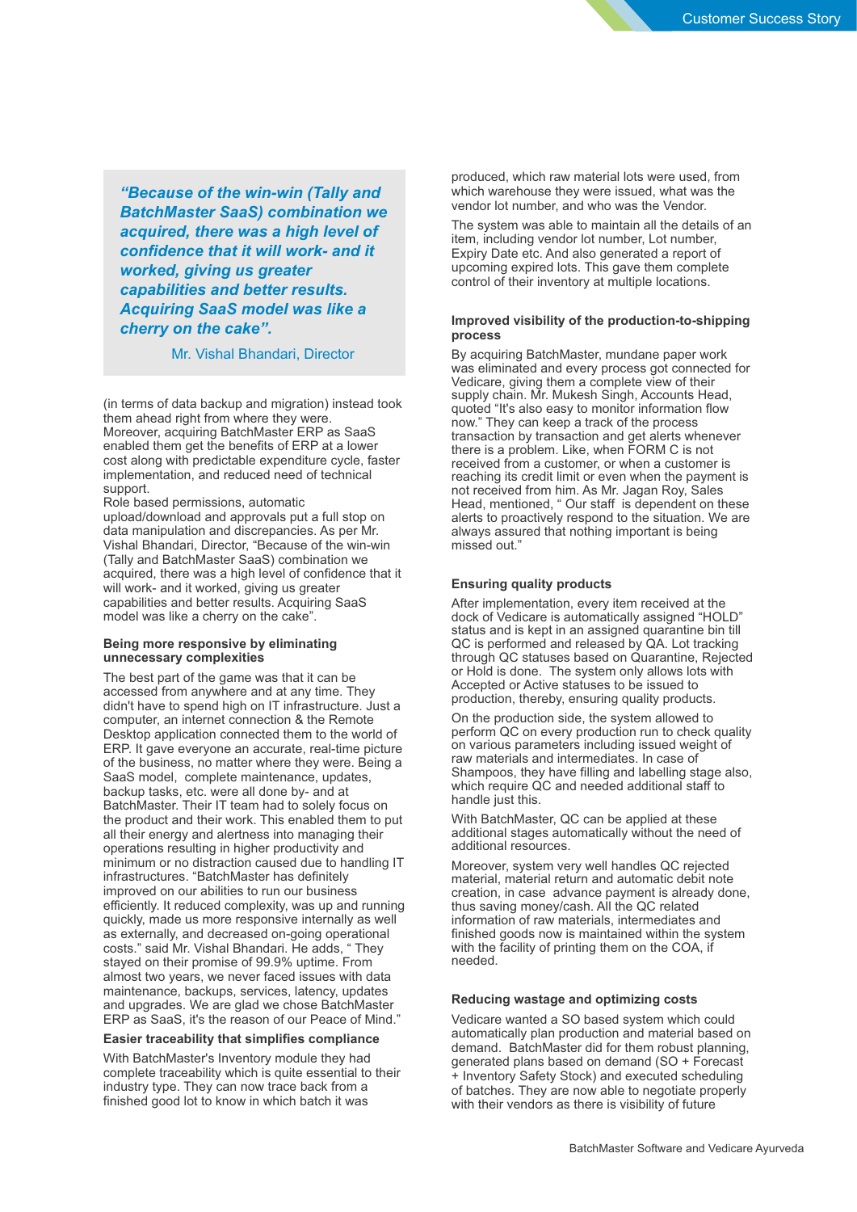> ***"Because of the win-win (Tally and BatchMaster SaaS) combination we acquired, there was a high level of confidence that it will work- and it worked, giving us greater capabilities and better results. Acquiring SaaS model was like a cherry on the cake".***
>
> Mr. Vishal Bhandari, Director

(in terms of data backup and migration) instead took them ahead right from where they were. Moreover, acquiring BatchMaster ERP as SaaS enabled them get the benefits of ERP at a lower cost along with predictable expenditure cycle, faster implementation, and reduced need of technical support.

Role based permissions, automatic upload/download and approvals put a full stop on data manipulation and discrepancies. As per Mr. Vishal Bhandari, Director, "Because of the win-win (Tally and BatchMaster SaaS) combination we acquired, there was a high level of confidence that it will work- and it worked, giving us greater capabilities and better results. Acquiring SaaS model was like a cherry on the cake".

**Being more responsive by eliminating unnecessary complexities**

The best part of the game was that it can be accessed from anywhere and at any time. They didn't have to spend high on IT infrastructure. Just a computer, an internet connection & the Remote Desktop application connected them to the world of ERP. It gave everyone an accurate, real-time picture of the business, no matter where they were. Being a SaaS model, complete maintenance, updates, backup tasks, etc. were all done by- and at BatchMaster. Their IT team had to solely focus on the product and their work. This enabled them to put all their energy and alertness into managing their operations resulting in higher productivity and minimum or no distraction caused due to handling IT infrastructures. "BatchMaster has definitely improved on our abilities to run our business efficiently. It reduced complexity, was up and running quickly, made us more responsive internally as well as externally, and decreased on-going operational costs." said Mr. Vishal Bhandari. He adds, " They stayed on their promise of 99.9% uptime. From almost two years, we never faced issues with data maintenance, backups, services, latency, updates and upgrades. We are glad we chose BatchMaster ERP as SaaS, it's the reason of our Peace of Mind."

**Easier traceability that simplifies compliance**

With BatchMaster's Inventory module they had complete traceability which is quite essential to their industry type. They can now trace back from a finished good lot to know in which batch it was produced, which raw material lots were used, from which warehouse they were issued, what was the vendor lot number, and who was the Vendor.

The system was able to maintain all the details of an item, including vendor lot number, Lot number, Expiry Date etc. And also generated a report of upcoming expired lots. This gave them complete control of their inventory at multiple locations.

**Improved visibility of the production-to-shipping process**

By acquiring BatchMaster, mundane paper work was eliminated and every process got connected for Vedicare, giving them a complete view of their supply chain. Mr. Mukesh Singh, Accounts Head, quoted "It's also easy to monitor information flow now." They can keep a track of the process transaction by transaction and get alerts whenever there is a problem. Like, when FORM C is not received from a customer, or when a customer is reaching its credit limit or even when the payment is not received from him. As Mr. Jagan Roy, Sales Head, mentioned, " Our staff is dependent on these alerts to proactively respond to the situation. We are always assured that nothing important is being missed out."

**Ensuring quality products**

After implementation, every item received at the dock of Vedicare is automatically assigned "HOLD" status and is kept in an assigned quarantine bin till QC is performed and released by QA. Lot tracking through QC statuses based on Quarantine, Rejected or Hold is done. The system only allows lots with Accepted or Active statuses to be issued to production, thereby, ensuring quality products.

On the production side, the system allowed to perform QC on every production run to check quality on various parameters including issued weight of raw materials and intermediates. In case of Shampoos, they have filling and labelling stage also, which require QC and needed additional staff to handle just this.

With BatchMaster, QC can be applied at these additional stages automatically without the need of additional resources.

Moreover, system very well handles QC rejected material, material return and automatic debit note creation, in case advance payment is already done, thus saving money/cash. All the QC related information of raw materials, intermediates and finished goods now is maintained within the system with the facility of printing them on the COA, if needed.

**Reducing wastage and optimizing costs**

Vedicare wanted a SO based system which could automatically plan production and material based on demand. BatchMaster did for them robust planning, generated plans based on demand (SO + Forecast + Inventory Safety Stock) and executed scheduling of batches. They are now able to negotiate properly with their vendors as there is visibility of future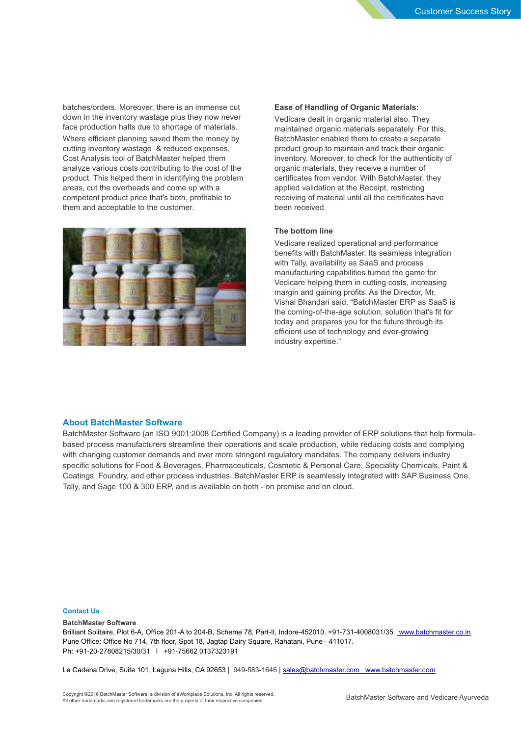batches/orders. Moreover, there is an immense cut down in the inventory wastage plus they now never face production halts due to shortage of materials.

Where efficient planning saved them the money by cutting inventory wastage & reduced expenses, Cost Analysis tool of BatchMaster helped them analyze various costs contributing to the cost of the product. This helped them in identifying the problem areas, cut the overheads and come up with a competent product price that's both, profitable to them and acceptable to the customer.

**Ease of Handling of Organic Materials:**

Vedicare dealt in organic material also. They maintained organic materials separately. For this, BatchMaster enabled them to create a separate product group to maintain and track their organic inventory. Moreover, to check for the authenticity of organic materials, they receive a number of certificates from vendor. With BatchMaster, they applied validation at the Receipt, restricting receiving of material until all the certificates have been received.

**The bottom line**

Vedicare realized operational and performance benefits with BatchMaster. Its seamless integration with Tally, availability as SaaS and process manufacturing capabilities turned the game for Vedicare helping them in cutting costs, increasing margin and gaining profits. As the Director, Mr. Vishal Bhandari said, “BatchMaster ERP as SaaS is the coming-of-the-age solution; solution that's fit for today and prepares you for the future through its efficient use of technology and ever-growing industry expertise.”

## About BatchMaster Software

BatchMaster Software (an ISO 9001:2008 Certified Company) is a leading provider of ERP solutions that help formula-based process manufacturers streamline their operations and scale production, while reducing costs and complying with changing customer demands and ever more stringent regulatory mandates. The company delivers industry specific solutions for Food & Beverages, Pharmaceuticals, Cosmetic & Personal Care, Speciality Chemicals, Paint & Coatings, Foundry, and other process industries. BatchMaster ERP is seamlessly integrated with SAP Business One, Tally, and Sage 100 & 300 ERP, and is available on both - on premise and on cloud.

### Contact Us

**BatchMaster Software**

Brilliant Solitaire, Plot 6-A, Office 201-A to 204-B, Scheme 78, Part-II, Indore-452010. +91-731-4008031/35 www.batchmaster.co.in

Pune Office: Office No 714, 7th floor, Spot 18, Jagtap Dairy Square, Rahatani, Pune - 411017.

Ph: +91-20-27808215/30/31 I +91-75662 0137323191

La Cadena Drive, Suite 101, Laguna Hills, CA 92653 | 949-583-1646 | sales@batchmaster.com www.batchmaster.com

Copyright ©2016 BatchMaster Software, a division of eWorkplace Solutions, Inc. All rights reserved.
All other trademarks and registered trademarks are the property of their respective companies.